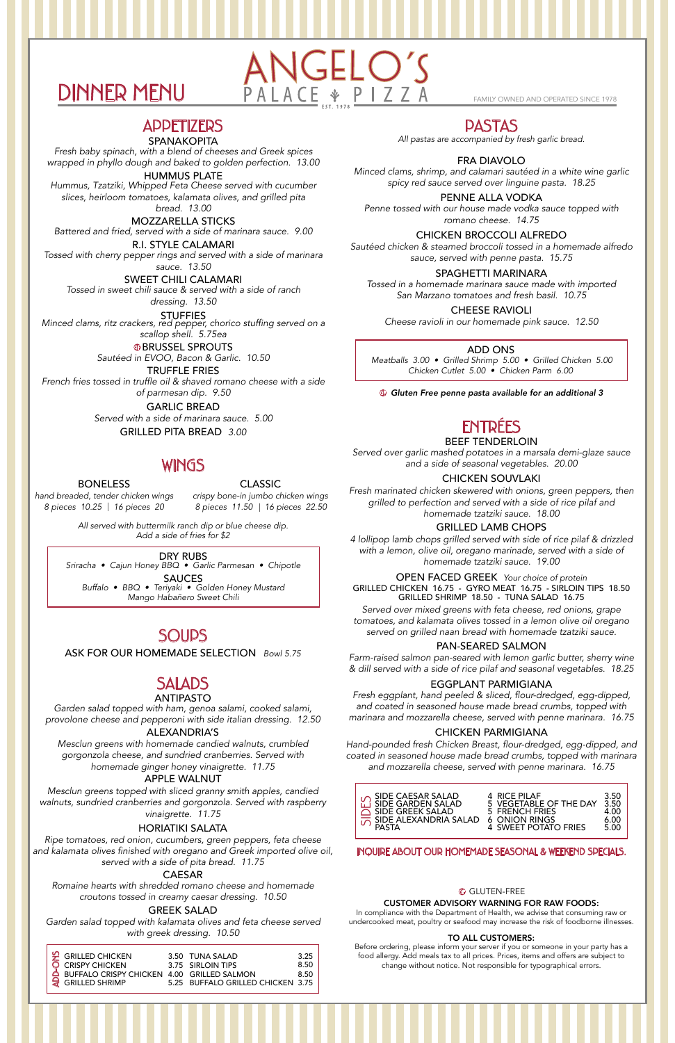# DINNER MENU

# ANGELO'S
PALACE PIZZA
EST. 1978

FAMILY OWNED AND OPERATED SINCE 1978

## APPETIZERS

### SPANAKOPITA
*Fresh baby spinach, with a blend of cheeses and Greek spices wrapped in phyllo dough and baked to golden perfection. 13.00*

### HUMMUS PLATE
*Hummus, Tzatziki, Whipped Feta Cheese served with cucumber slices, heirloom tomatoes, kalamata olives, and grilled pita bread. 13.00*

### MOZZARELLA STICKS
*Battered and fried, served with a side of marinara sauce. 9.00*

### R.I. STYLE CALAMARI
*Tossed with cherry pepper rings and served with a side of marinara sauce. 13.50*

### SWEET CHILI CALAMARI
*Tossed in sweet chili sauce & served with a side of ranch dressing. 13.50*

### STUFFIES
*Minced clams, ritz crackers, red pepper, chorico stuffing served on a scallop shell. 5.75ea*

### GF BRUSSEL SPROUTS
*Sautéed in EVOO, Bacon & Garlic. 10.50*

### TRUFFLE FRIES
*French fries tossed in truffle oil & shaved romano cheese with a side of parmesan dip. 9.50*

### GARLIC BREAD
*Served with a side of marinara sauce. 5.00*

### GRILLED PITA BREAD *3.00*

## WINGS

### BONELESS
*hand breaded, tender chicken wings*
*8 pieces 10.25 | 16 pieces 20*

### CLASSIC
*crispy bone-in jumbo chicken wings*
*8 pieces 11.50 | 16 pieces 22.50*

*All served with buttermilk ranch dip or blue cheese dip.*
*Add a side of fries for $2*

**DRY RUBS**
*Sriracha • Cajun Honey BBQ • Garlic Parmesan • Chipotle*

**SAUCES**
*Buffalo • BBQ • Teriyaki • Golden Honey Mustard*
*Mango Habañero Sweet Chili*

## SOUPS

ASK FOR OUR HOMEMADE SELECTION *Bowl 5.75*

## SALADS

### ANTIPASTO
*Garden salad topped with ham, genoa salami, cooked salami, provolone cheese and pepperoni with side italian dressing. 12.50*

### ALEXANDRIA'S
*Mesclun greens with homemade candied walnuts, crumbled gorgonzola cheese, and sundried cranberries. Served with homemade ginger honey vinaigrette. 11.75*

### APPLE WALNUT
*Mesclun greens topped with sliced granny smith apples, candied walnuts, sundried cranberries and gorgonzola. Served with raspberry vinaigrette. 11.75*

### HORIATIKI SALATA
*Ripe tomatoes, red onion, cucumbers, green peppers, feta cheese and kalamata olives finished with oregano and Greek imported olive oil, served with a side of pita bread. 11.75*

### CAESAR
*Romaine hearts with shredded romano cheese and homemade croutons tossed in creamy caesar dressing. 10.50*

### GREEK SALAD
*Garden salad topped with kalamata olives and feta cheese served with greek dressing. 10.50*

**ADD-ONS**

| | | | |
|---|---|---|---|
| GRILLED CHICKEN | 3.50 | TUNA SALAD | 3.25 |
| CRISPY CHICKEN | 3.75 | SIRLOIN TIPS | 8.50 |
| BUFFALO CRISPY CHICKEN | 4.00 | GRILLED SALMON | 8.50 |
| GRILLED SHRIMP | 5.25 | BUFFALO GRILLED CHICKEN | 3.75 |

## PASTAS

*All pastas are accompanied by fresh garlic bread.*

### FRA DIAVOLO
*Minced clams, shrimp, and calamari sautéed in a white wine garlic spicy red sauce served over linguine pasta. 18.25*

### PENNE ALLA VODKA
*Penne tossed with our house made vodka sauce topped with romano cheese. 14.75*

### CHICKEN BROCCOLI ALFREDO
*Sautéed chicken & steamed brocoli tossed in a homemade alfredo sauce, served with penne pasta. 15.75*

### SPAGHETTI MARINARA
*Tossed in a homemade marinara sauce made with imported San Marzano tomatoes and fresh basil. 10.75*

### CHEESE RAVIOLI
*Cheese ravioli in our homemade pink sauce. 12.50*

**ADD ONS**
*Meatballs 3.00 • Grilled Shrimp 5.00 • Grilled Chicken 5.00*
*Chicken Cutlet 5.00 • Chicken Parm 6.00*

***GF Gluten Free penne pasta available for an additional 3***

## ENTRÉES

### BEEF TENDERLOIN
*Served over garlic mashed potatoes in a marsala demi-glaze sauce and a side of seasonal vegetables. 20.00*

### CHICKEN SOUVLAKI
*Fresh marinated chicken skewered with onions, green peppers, then grilled to perfection and served with a side of rice pilaf and homemade tzatziki sauce. 18.00*

### GRILLED LAMB CHOPS
*4 lollipop lamb chops grilled served with side of rice pilaf & drizzled with a lemon, olive oil, oregano marinade, served with a side of homemade tzatziki sauce. 19.00*

### OPEN FACED GREEK *Your choice of protein*
GRILLED CHICKEN 16.75 - GYRO MEAT 16.75 - SIRLOIN TIPS 18.50
GRILLED SHRIMP 18.50 - TUNA SALAD 16.75

*Served over mixed greens with feta cheese, red onions, grape tomatoes, and kalamata olives tossed in a lemon olive oil oregano served on grilled naan bread with homemade tzatziki sauce.*

### PAN-SEARED SALMON
*Farm-raised salmon pan-seared with lemon garlic butter, sherry wine & dill served with a side of rice pilaf and seasonal vegetables. 18.25*

### EGGPLANT PARMIGIANA
*Fresh eggplant, hand peeled & sliced, flour-dredged, egg-dipped, and coated in seasoned house made bread crumbs, topped with marinara and mozzarella cheese, served with penne marinara. 16.75*

### CHICKEN PARMIGIANA
*Hand-pounded fresh Chicken Breast, flour-dredged, egg-dipped, and coated in seasoned house made bread crumbs, topped with marinara and mozzarella cheese, served with penne marinara. 16.75*

**SIDES**

| | | | |
|---|---|---|---|
| SIDE CAESAR SALAD | 4 | RICE PILAF | 3.50 |
| SIDE GARDEN SALAD | 5 | VEGETABLE OF THE DAY | 3.50 |
| SIDE GREEK SALAD | 5 | FRENCH FRIES | 4.00 |
| SIDE ALEXANDRIA SALAD | 6 | ONION RINGS | 6.00 |
| PASTA | 4 | SWEET POTATO FRIES | 5.00 |

**INQUIRE ABOUT OUR HOMEMADE SEASONAL & WEEKEND SPECIALS.**

GF GLUTEN-FREE

**CUSTOMER ADVISORY WARNING FOR RAW FOODS:**
In compliance with the Department of Health, we advise that consuming raw or undercooked meat, poultry or seafood may increase the risk of foodborne illnesses.

**TO ALL CUSTOMERS:**
Before ordering, please inform your server if you or someone in your party has a food allergy. Add meals tax to all prices. Prices, items and offers are subject to change without notice. Not responsible for typographical errors.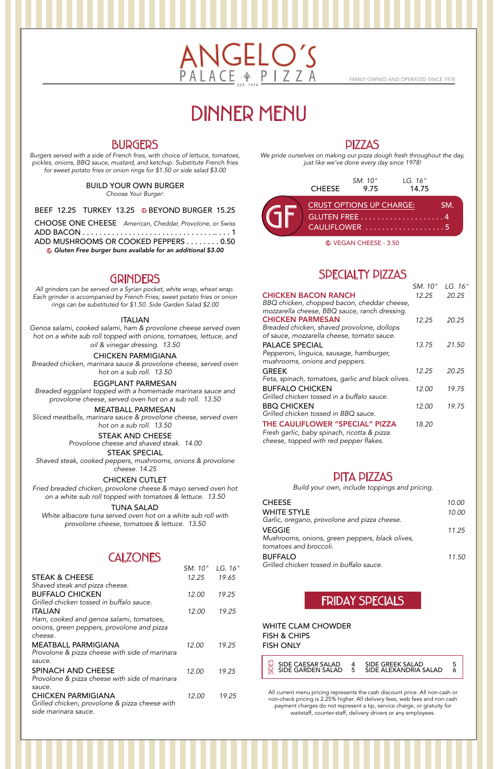# ANGELO'S PALACE PIZZA

EST. 1978

FAMILY OWNED AND OPERATED SINCE 1978

# DINNER MENU

## BURGERS

*Burgers served with a side of French fries, with choice of lettuce, tomatoes, pickles, onions, BBQ sauce, mustard, and ketchup. Substitute French fries for sweet potato fries or onion rings for $1.50 or side salad $3.00*

BUILD YOUR OWN BURGER

*Choose Your Burger:*

BEEF 12.25 TURKEY 13.25 GF BEYOND BURGER 15.25

CHOOSE ONE CHEESE *American, Cheddar, Provolone, or Swiss*

ADD BACON .......... 1

ADD MUSHROOMS OR COOKED PEPPERS .......... 0.50

***GF Gluten Free burger buns available for an additional $3.00***

## GRINDERS

*All grinders can be served on a Syrian pocket, white wrap, wheat wrap. Each grinder is accompanied by French Fries; sweet potato fries or onion rings can be substituted for $1.50. Side Garden Salad $2.00*

**ITALIAN**
*Genoa salami, cooked salami, ham & provolone cheese served oven hot on a white sub roll topped with onions, tomatoes, lettuce, and oil & vinegar dressing. 13.50*

**CHICKEN PARMIGIANA**
*Breaded chicken, marinara sauce & provolone cheese, served oven hot on a sub roll. 13.50*

**EGGPLANT PARMESAN**
*Breaded eggplant topped with a homemade marinara sauce and provolone cheese, served oven hot on a sub roll. 13.50*

**MEATBALL PARMESAN**
*Sliced meatballs, marinara sauce & provolone cheese, served oven hot on a sub roll. 13.50*

**STEAK AND CHEESE**
*Provolone cheese and shaved steak. 14.00*

**STEAK SPECIAL**
*Shaved steak, cooked peppers, mushrooms, onions & provolone cheese. 14.25*

**CHICKEN CUTLET**
*Fried breaded chicken, provolone cheese & mayo served oven hot on a white sub roll topped with tomatoes & lettuce. 13.50*

**TUNA SALAD**
*White albacore tuna served oven hot on a white sub roll with provolone cheese, tomatoes & lettuce. 13.50*

## CALZONES

| | SM. 10" | LG. 16" |
|---|---|---|
| STEAK & CHEESE<br>*Shaved steak and pizza cheese.* | 12.25 | 19.65 |
| BUFFALO CHICKEN<br>*Grilled chicken tossed in buffalo sauce.* | 12.00 | 19.25 |
| ITALIAN<br>*Ham, cooked and genoa salami, tomatoes, onions, green peppers, provolone and pizza cheese.* | 12.00 | 19.25 |
| MEATBALL PARMIGIANA<br>*Provolone & pizza cheese with side of marinara sauce.* | 12.00 | 19.25 |
| SPINACH AND CHEESE<br>*Provolone & pizza cheese with side of marinara sauce.* | 12.00 | 19.25 |
| CHICKEN PARMIGIANA<br>*Grilled chicken, provolone & pizza cheese with side marinara sauce.* | 12.00 | 19.25 |

## PIZZAS

*We pride ourselves on making our pizza dough fresh throughout the day, just like we've done every day since 1978!*

| | SM. 10" | LG. 16" |
|---|---|---|
| CHEESE | 9.75 | 14.75 |

GF

| CRUST OPTIONS UP CHARGE: | SM. |
|---|---|
| GLUTEN FREE | 4 |
| CAULIFLOWER | 5 |

GF VEGAN CHEESE - 3.50

## SPECIALTY PIZZAS

| | SM. 10" | LG. 16" |
|---|---|---|
| **CHICKEN BACON RANCH**<br>*BBQ chicken, chopped bacon, cheddar cheese, mozzarella cheese, BBQ sauce, ranch dressing.* | 12.25 | 20.25 |
| **CHICKEN PARMESAN**<br>*Breaded chicken, shaved provolone, dollops of sauce, mozzarella cheese, tomato sauce.* | 12.25 | 20.25 |
| PALACE SPECIAL<br>*Pepperoni, linguica, sausage, hamburger, mushrooms, onions and peppers.* | 13.75 | 21.50 |
| GREEK<br>*Feta, spinach, tomatoes, garlic and black olives.* | 12.25 | 20.25 |
| BUFFALO CHICKEN<br>*Grilled chicken tossed in a buffalo sauce.* | 12.00 | 19.75 |
| BBQ CHICKEN<br>*Grilled chicken tossed in BBQ sauce.* | 12.00 | 19.75 |
| **THE CAULIFLOWER "SPECIAL" PIZZA**<br>*Fresh garlic, baby spinach, ricotta & pizza cheese, topped with red pepper flakes.* | 18.20 | |

## PITA PIZZAS

*Build your own, include toppings and pricing.*

| | |
|---|---|
| CHEESE | 10.00 |
| WHITE STYLE<br>*Garlic, oregano, provolone and pizza cheese.* | 10.00 |
| VEGGIE<br>*Mushrooms, onions, green peppers, black olives, tomatoes and broccoli.* | 11.25 |
| BUFFALO<br>*Grilled chicken tossed in buffalo sauce.* | 11.50 |

## FRIDAY SPECIALS

WHITE CLAM CHOWDER
FISH & CHIPS
FISH ONLY

### SIDES

| | | | |
|---|---|---|---|
| SIDE CAESAR SALAD | 4 | SIDE GREEK SALAD | 5 |
| SIDE GARDEN SALAD | 5 | SIDE ALEXANDRIA SALAD | 6 |

All current menu pricing represents the cash discount price. All non-cash or non-check pricing is 2.25% higher. All delivery fees, web fees and non cash payment charges do not represent a tip, service charge, or gratuity for waitstaff, counter-staff, delivery drivers or any employees.